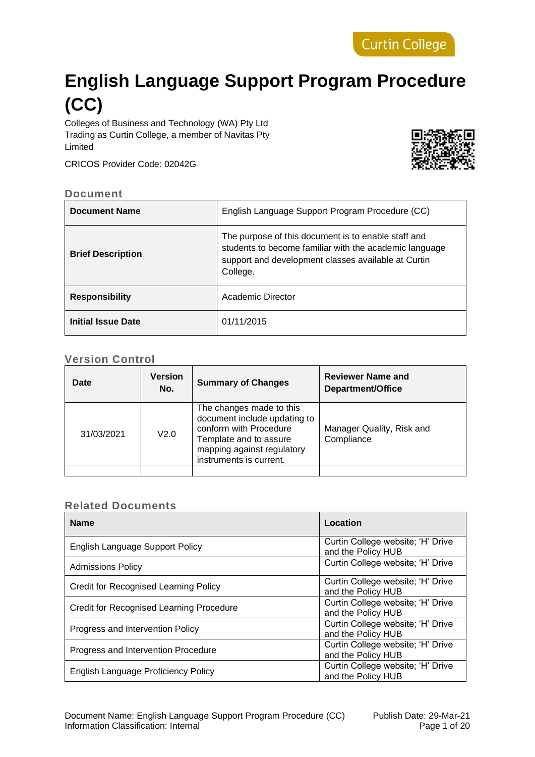Curtin College

# English Language Support Program Procedure (CC)

Colleges of Business and Technology (WA) Pty Ltd
Trading as Curtin College, a member of Navitas Pty Limited

CRICOS Provider Code: 02042G

## Document

| Document Name | English Language Support Program Procedure (CC) |
|---|---|
| Brief Description | The purpose of this document is to enable staff and students to become familiar with the academic language support and development classes available at Curtin College. |
| Responsibility | Academic Director |
| Initial Issue Date | 01/11/2015 |

## Version Control

| Date | Version No. | Summary of Changes | Reviewer Name and Department/Office |
|---|---|---|---|
| 31/03/2021 | V2.0 | The changes made to this document include updating to conform with Procedure Template and to assure mapping against regulatory instruments is current. | Manager Quality, Risk and Compliance |
| | | | |

## Related Documents

| Name | Location |
|---|---|
| English Language Support Policy | Curtin College website; 'H' Drive and the Policy HUB |
| Admissions Policy | Curtin College website; 'H' Drive |
| Credit for Recognised Learning Policy | Curtin College website; 'H' Drive and the Policy HUB |
| Credit for Recognised Learning Procedure | Curtin College website; 'H' Drive and the Policy HUB |
| Progress and Intervention Policy | Curtin College website; 'H' Drive and the Policy HUB |
| Progress and Intervention Procedure | Curtin College website; 'H' Drive and the Policy HUB |
| English Language Proficiency Policy | Curtin College website; 'H' Drive and the Policy HUB |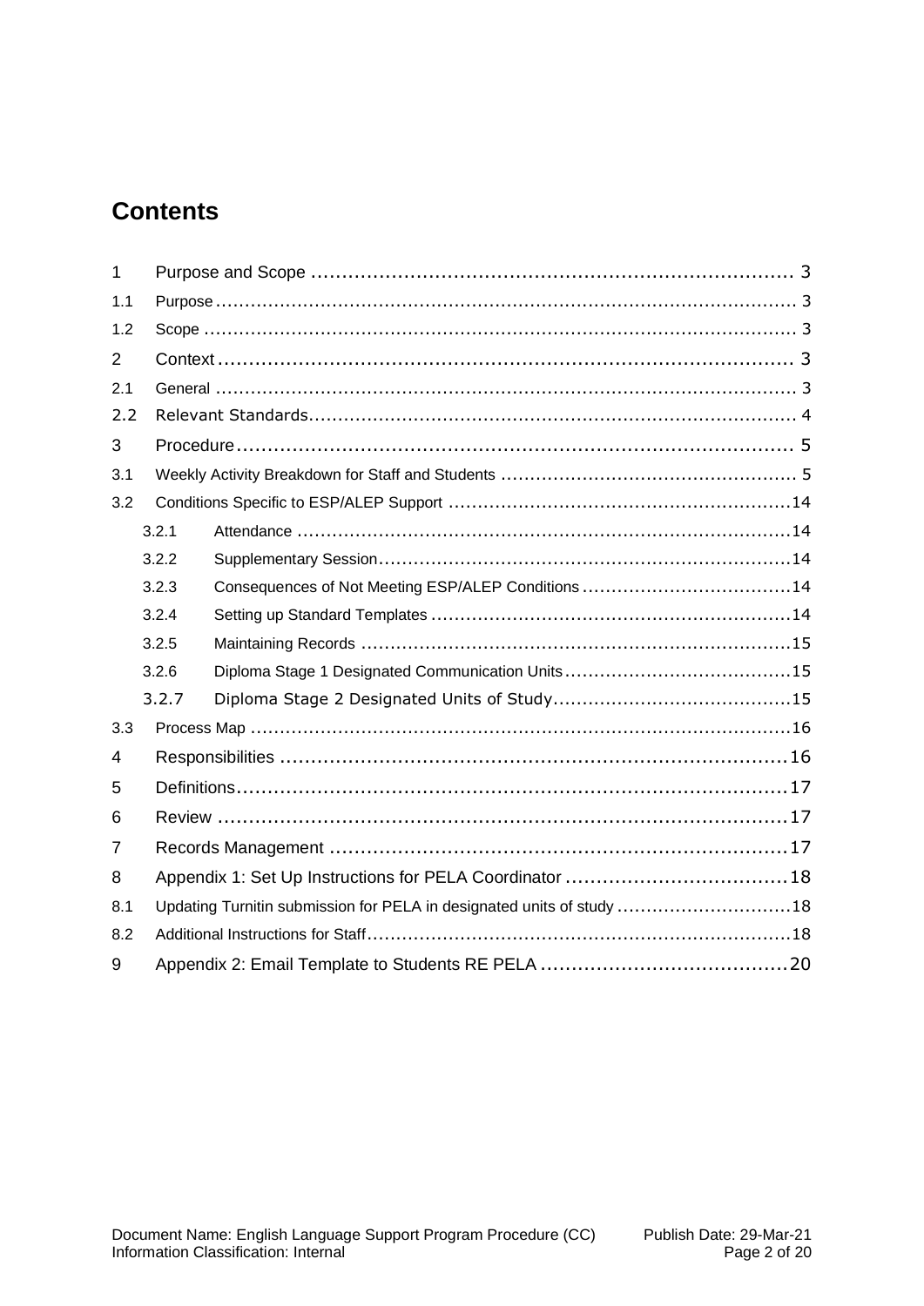# Contents

| | | |
|---|---|---|
| 1 | Purpose and Scope | 3 |
| 1.1 | Purpose | 3 |
| 1.2 | Scope | 3 |
| 2 | Context | 3 |
| 2.1 | General | 3 |
| 2.2 | Relevant Standards | 4 |
| 3 | Procedure | 5 |
| 3.1 | Weekly Activity Breakdown for Staff and Students | 5 |
| 3.2 | Conditions Specific to ESP/ALEP Support | 14 |
| 3.2.1 | Attendance | 14 |
| 3.2.2 | Supplementary Session | 14 |
| 3.2.3 | Consequences of Not Meeting ESP/ALEP Conditions | 14 |
| 3.2.4 | Setting up Standard Templates | 14 |
| 3.2.5 | Maintaining Records | 15 |
| 3.2.6 | Diploma Stage 1 Designated Communication Units | 15 |
| 3.2.7 | Diploma Stage 2 Designated Units of Study | 15 |
| 3.3 | Process Map | 16 |
| 4 | Responsibilities | 16 |
| 5 | Definitions | 17 |
| 6 | Review | 17 |
| 7 | Records Management | 17 |
| 8 | Appendix 1: Set Up Instructions for PELA Coordinator | 18 |
| 8.1 | Updating Turnitin submission for PELA in designated units of study | 18 |
| 8.2 | Additional Instructions for Staff | 18 |
| 9 | Appendix 2: Email Template to Students RE PELA | 20 |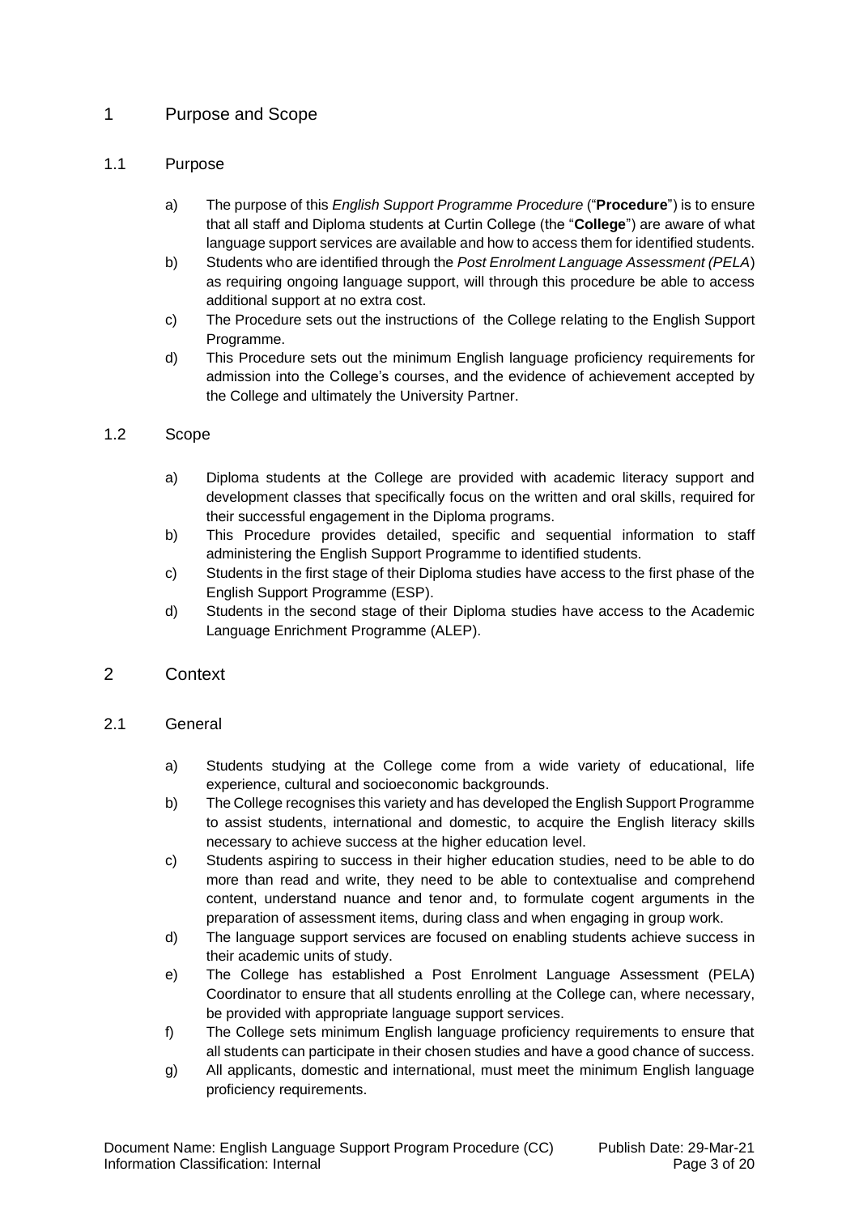# 1 Purpose and Scope

## 1.1 Purpose

a) The purpose of this *English Support Programme Procedure* ("**Procedure**") is to ensure that all staff and Diploma students at Curtin College (the "**College**") are aware of what language support services are available and how to access them for identified students.

b) Students who are identified through the *Post Enrolment Language Assessment (PELA*) as requiring ongoing language support, will through this procedure be able to access additional support at no extra cost.

c) The Procedure sets out the instructions of the College relating to the English Support Programme.

d) This Procedure sets out the minimum English language proficiency requirements for admission into the College's courses, and the evidence of achievement accepted by the College and ultimately the University Partner.

## 1.2 Scope

a) Diploma students at the College are provided with academic literacy support and development classes that specifically focus on the written and oral skills, required for their successful engagement in the Diploma programs.

b) This Procedure provides detailed, specific and sequential information to staff administering the English Support Programme to identified students.

c) Students in the first stage of their Diploma studies have access to the first phase of the English Support Programme (ESP).

d) Students in the second stage of their Diploma studies have access to the Academic Language Enrichment Programme (ALEP).

# 2 Context

## 2.1 General

a) Students studying at the College come from a wide variety of educational, life experience, cultural and socioeconomic backgrounds.

b) The College recognises this variety and has developed the English Support Programme to assist students, international and domestic, to acquire the English literacy skills necessary to achieve success at the higher education level.

c) Students aspiring to success in their higher education studies, need to be able to do more than read and write, they need to be able to contextualise and comprehend content, understand nuance and tenor and, to formulate cogent arguments in the preparation of assessment items, during class and when engaging in group work.

d) The language support services are focused on enabling students achieve success in their academic units of study.

e) The College has established a Post Enrolment Language Assessment (PELA) Coordinator to ensure that all students enrolling at the College can, where necessary, be provided with appropriate language support services.

f) The College sets minimum English language proficiency requirements to ensure that all students can participate in their chosen studies and have a good chance of success.

g) All applicants, domestic and international, must meet the minimum English language proficiency requirements.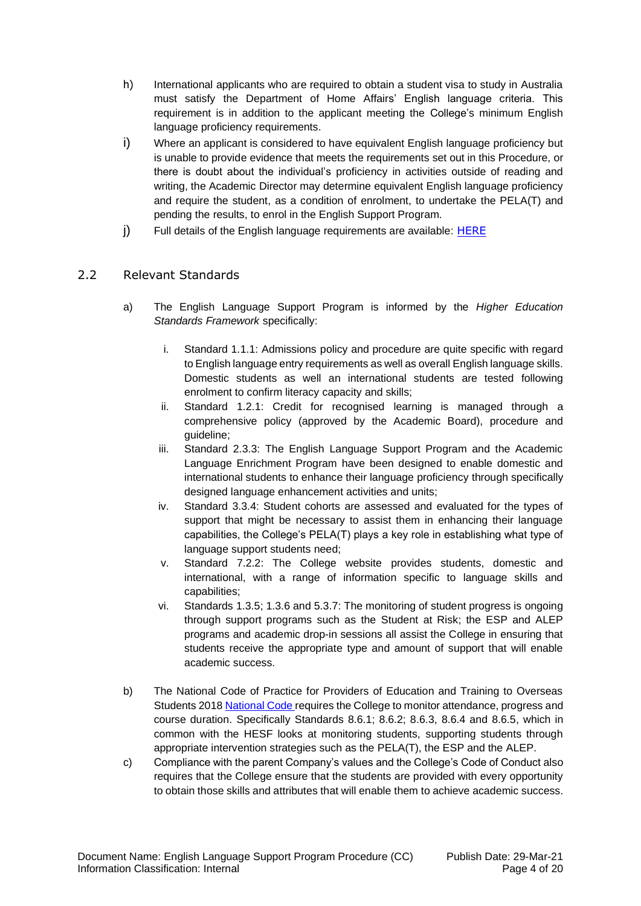h) International applicants who are required to obtain a student visa to study in Australia must satisfy the Department of Home Affairs' English language criteria. This requirement is in addition to the applicant meeting the College's minimum English language proficiency requirements.

i) Where an applicant is considered to have equivalent English language proficiency but is unable to provide evidence that meets the requirements set out in this Procedure, or there is doubt about the individual's proficiency in activities outside of reading and writing, the Academic Director may determine equivalent English language proficiency and require the student, as a condition of enrolment, to undertake the PELA(T) and pending the results, to enrol in the English Support Program.

j) Full details of the English language requirements are available: HERE

## 2.2 Relevant Standards

a) The English Language Support Program is informed by the *Higher Education Standards Framework* specifically:

   i. Standard 1.1.1: Admissions policy and procedure are quite specific with regard to English language entry requirements as well as overall English language skills. Domestic students as well an international students are tested following enrolment to confirm literacy capacity and skills;

   ii. Standard 1.2.1: Credit for recognised learning is managed through a comprehensive policy (approved by the Academic Board), procedure and guideline;

   iii. Standard 2.3.3: The English Language Support Program and the Academic Language Enrichment Program have been designed to enable domestic and international students to enhance their language proficiency through specifically designed language enhancement activities and units;

   iv. Standard 3.3.4: Student cohorts are assessed and evaluated for the types of support that might be necessary to assist them in enhancing their language capabilities, the College's PELA(T) plays a key role in establishing what type of language support students need;

   v. Standard 7.2.2: The College website provides students, domestic and international, with a range of information specific to language skills and capabilities;

   vi. Standards 1.3.5; 1.3.6 and 5.3.7: The monitoring of student progress is ongoing through support programs such as the Student at Risk; the ESP and ALEP programs and academic drop-in sessions all assist the College in ensuring that students receive the appropriate type and amount of support that will enable academic success.

b) The National Code of Practice for Providers of Education and Training to Overseas Students 2018 National Code requires the College to monitor attendance, progress and course duration. Specifically Standards 8.6.1; 8.6.2; 8.6.3, 8.6.4 and 8.6.5, which in common with the HESF looks at monitoring students, supporting students through appropriate intervention strategies such as the PELA(T), the ESP and the ALEP.

c) Compliance with the parent Company's values and the College's Code of Conduct also requires that the College ensure that the students are provided with every opportunity to obtain those skills and attributes that will enable them to achieve academic success.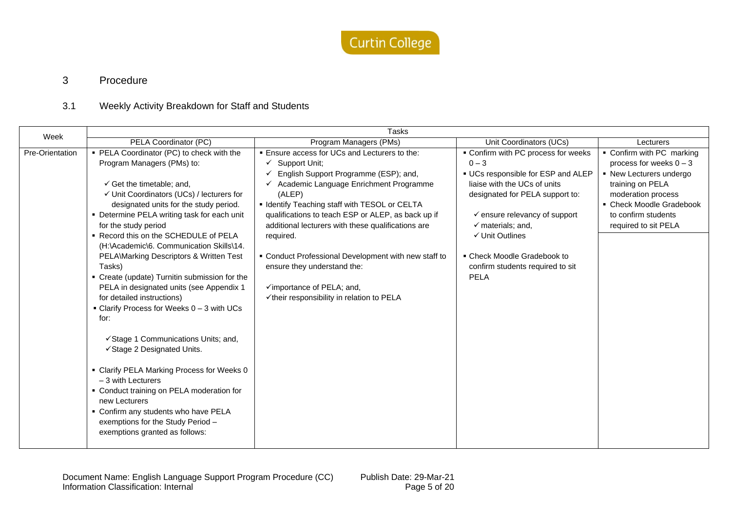## 3 Procedure

### 3.1 Weekly Activity Breakdown for Staff and Students

| Week | Tasks | | | |
|---|---|---|---|---|
| | PELA Coordinator (PC) | Program Managers (PMs) | Unit Coordinators (UCs) | Lecturers |
| Pre-Orientation | ▪ PELA Coordinator (PC) to check with the Program Managers (PMs) to:<br><br>✓ Get the timetable; and,<br>✓ Unit Coordinators (UCs) / lecturers for designated units for the study period.<br>▪ Determine PELA writing task for each unit for the study period<br>▪ Record this on the SCHEDULE of PELA (H:\Academic\6. Communication Skills\14. PELA\Marking Descriptors & Written Test Tasks)<br>▪ Create (update) Turnitin submission for the PELA in designated units (see Appendix 1 for detailed instructions)<br>▪ Clarify Process for Weeks 0 – 3 with UCs for:<br><br>✓Stage 1 Communications Units; and,<br>✓Stage 2 Designated Units.<br><br>▪ Clarify PELA Marking Process for Weeks 0 – 3 with Lecturers<br>▪ Conduct training on PELA moderation for new Lecturers<br>▪ Confirm any students who have PELA exemptions for the Study Period – exemptions granted as follows: | ▪ Ensure access for UCs and Lecturers to the:<br>✓ Support Unit;<br>✓ English Support Programme (ESP); and,<br>✓ Academic Language Enrichment Programme (ALEP)<br>▪ Identify Teaching staff with TESOL or CELTA qualifications to teach ESP or ALEP, as back up if additional lecturers with these qualifications are required.<br><br>▪ Conduct Professional Development with new staff to ensure they understand the:<br><br>✓importance of PELA; and,<br>✓their responsibility in relation to PELA | ▪ Confirm with PC process for weeks 0 – 3<br>▪ UCs responsible for ESP and ALEP liaise with the UCs of units designated for PELA support to:<br><br>✓ ensure relevancy of support<br>✓ materials; and,<br>✓ Unit Outlines<br><br>▪ Check Moodle Gradebook to confirm students required to sit PELA | ▪ Confirm with PC marking process for weeks 0 – 3<br>▪ New Lecturers undergo training on PELA moderation process<br>▪ Check Moodle Gradebook to confirm students required to sit PELA |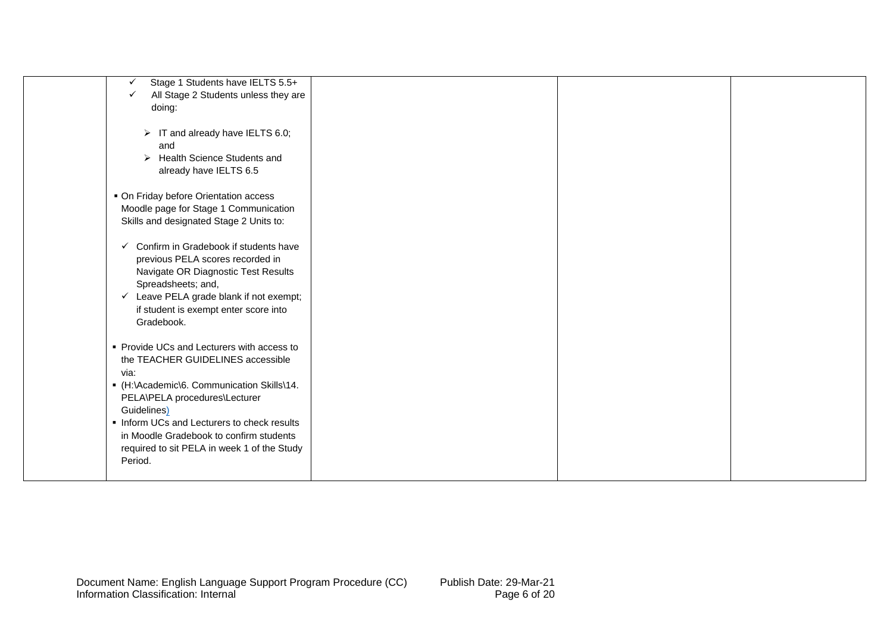| | | | | |
|---|---|---|---|---|
| | ✓ Stage 1 Students have IELTS 5.5+<br>✓ All Stage 2 Students unless they are doing:<br><br>➢ IT and already have IELTS 6.0; and<br>➢ Health Science Students and already have IELTS 6.5<br><br>▪ On Friday before Orientation access Moodle page for Stage 1 Communication Skills and designated Stage 2 Units to:<br><br>✓ Confirm in Gradebook if students have previous PELA scores recorded in Navigate OR Diagnostic Test Results Spreadsheets; and,<br>✓ Leave PELA grade blank if not exempt; if student is exempt enter score into Gradebook.<br><br>▪ Provide UCs and Lecturers with access to the TEACHER GUIDELINES accessible via:<br>▪ (H:\Academic\6. Communication Skills\14. PELA\PELA procedures\Lecturer Guidelines)<br>▪ Inform UCs and Lecturers to check results in Moodle Gradebook to confirm students required to sit PELA in week 1 of the Study Period. | | | |

Document Name: English Language Support Program Procedure (CC) Publish Date: 29-Mar-21
Information Classification: Internal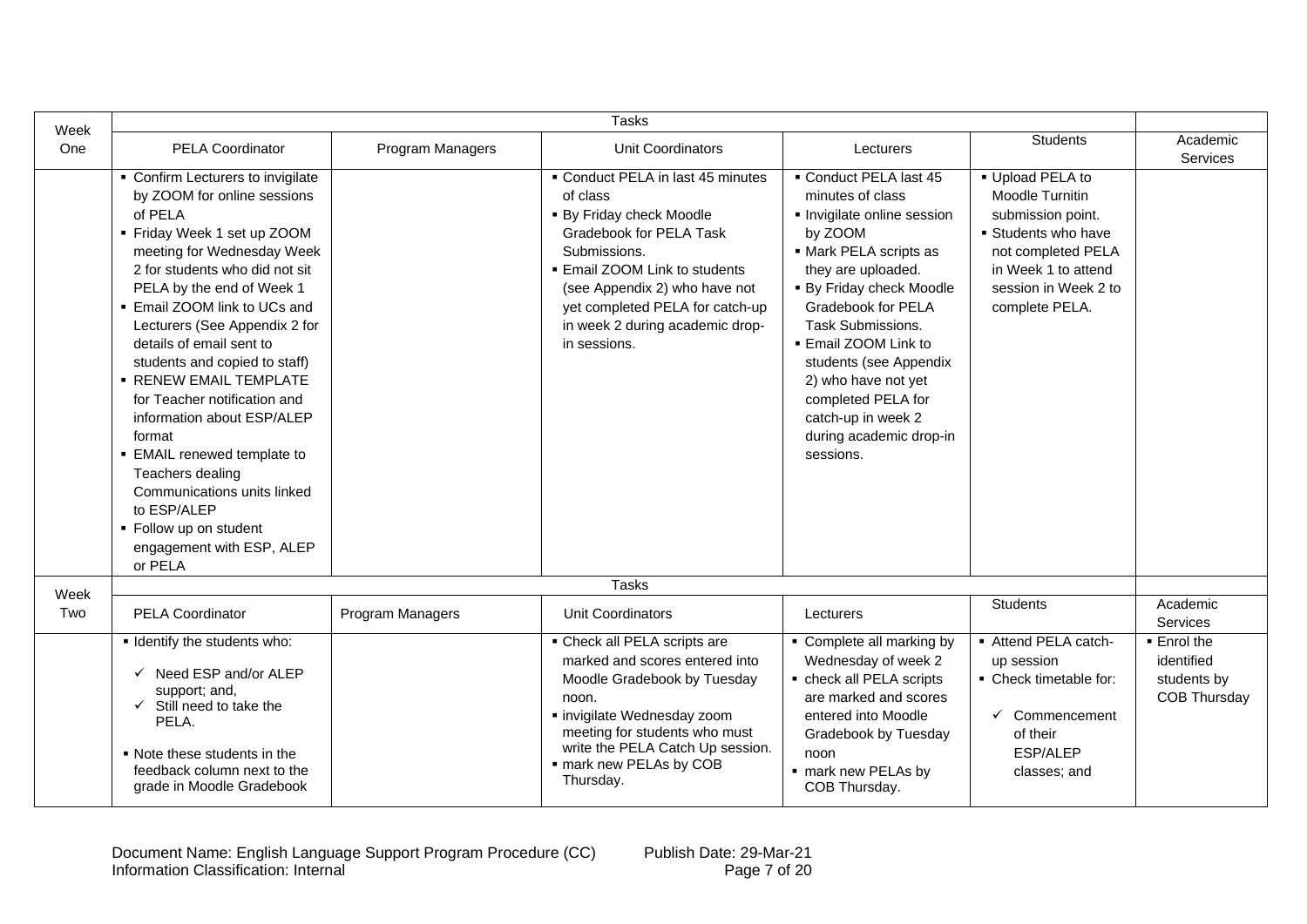| Week | Tasks | | | | | |
|---|---|---|---|---|---|---|
| | PELA Coordinator | Program Managers | Unit Coordinators | Lecturers | Students | Academic Services |
| One | ▪ Confirm Lecturers to invigilate by ZOOM for online sessions of PELA<br>▪ Friday Week 1 set up ZOOM meeting for Wednesday Week 2 for students who did not sit PELA by the end of Week 1<br>▪ Email ZOOM link to UCs and Lecturers (See Appendix 2 for details of email sent to students and copied to staff)<br>▪ RENEW EMAIL TEMPLATE for Teacher notification and information about ESP/ALEP format<br>▪ EMAIL renewed template to Teachers dealing Communications units linked to ESP/ALEP<br>▪ Follow up on student engagement with ESP, ALEP or PELA | | ▪ Conduct PELA in last 45 minutes of class<br>▪ By Friday check Moodle Gradebook for PELA Task Submissions.<br>▪ Email ZOOM Link to students (see Appendix 2) who have not yet completed PELA for catch-up in week 2 during academic drop-in sessions. | ▪ Conduct PELA last 45 minutes of class<br>▪ Invigilate online session by ZOOM<br>▪ Mark PELA scripts as they are uploaded.<br>▪ By Friday check Moodle Gradebook for PELA Task Submissions.<br>▪ Email ZOOM Link to students (see Appendix 2) who have not yet completed PELA for catch-up in week 2 during academic drop-in sessions. | ▪ Upload PELA to Moodle Turnitin submission point.<br>▪ Students who have not completed PELA in Week 1 to attend session in Week 2 to complete PELA. | |
| Week | Tasks | | | | | |
| | PELA Coordinator | Program Managers | Unit Coordinators | Lecturers | Students | Academic Services |
| Two | ▪ Identify the students who:<br>✓ Need ESP and/or ALEP support; and,<br>✓ Still need to take the PELA.<br>▪ Note these students in the feedback column next to the grade in Moodle Gradebook | | ▪ Check all PELA scripts are marked and scores entered into Moodle Gradebook by Tuesday noon.<br>▪ invigilate Wednesday zoom meeting for students who must write the PELA Catch Up session.<br>▪ mark new PELAs by COB Thursday. | ▪ Complete all marking by Wednesday of week 2<br>▪ check all PELA scripts are marked and scores entered into Moodle Gradebook by Tuesday noon<br>▪ mark new PELAs by COB Thursday. | ▪ Attend PELA catch-up session<br>▪ Check timetable for:<br>✓ Commencement of their ESP/ALEP classes; and | ▪ Enrol the identified students by COB Thursday |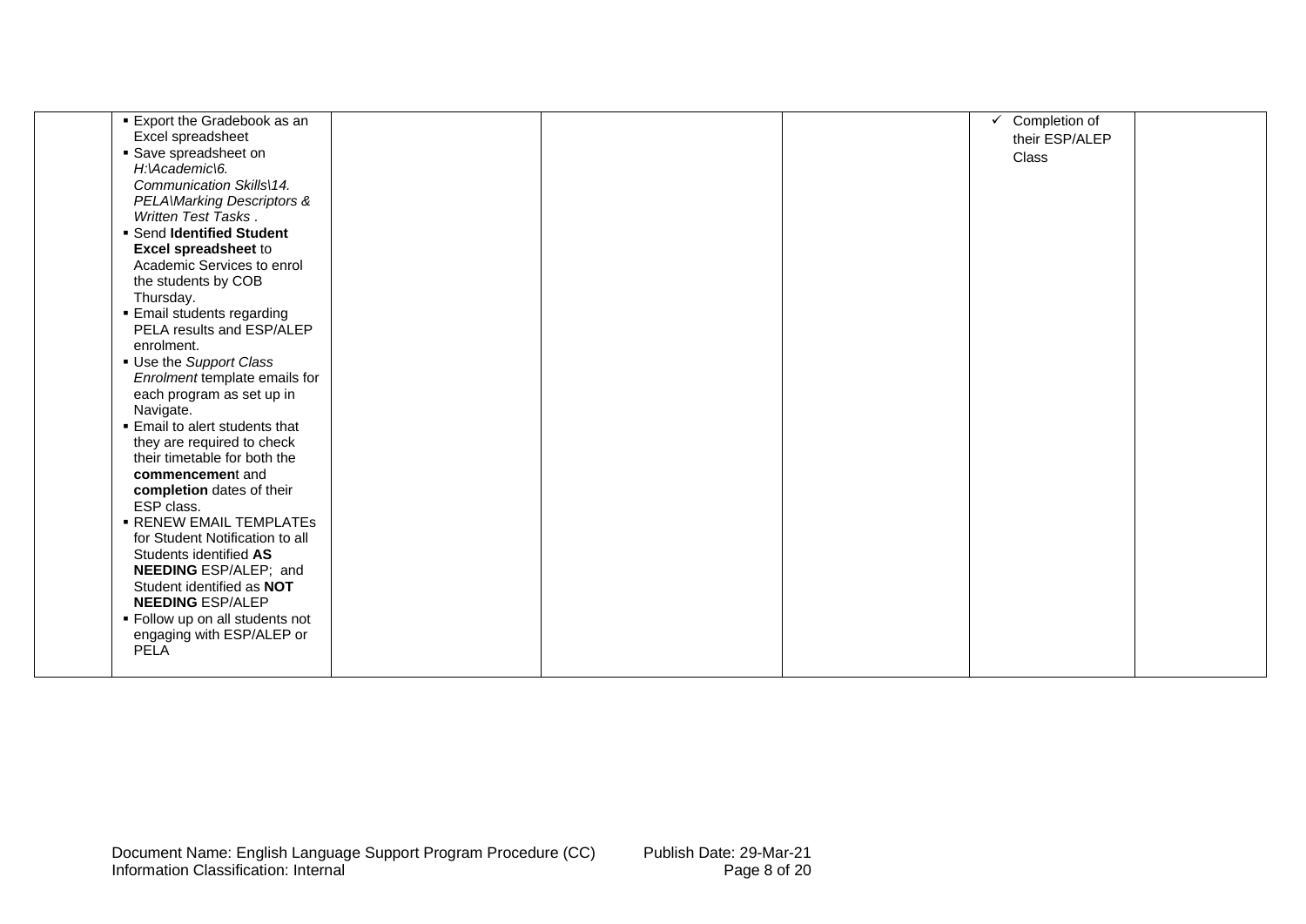|  |  |  |  |  |  |  |
|---|---|---|---|---|---|---|
|  | ▪ Export the Gradebook as an Excel spreadsheet<br>▪ Save spreadsheet on *H:\Academic\6. Communication Skills\14. PELA\Marking Descriptors & Written Test Tasks* .<br>▪ Send **Identified Student Excel spreadsheet** to Academic Services to enrol the students by COB Thursday.<br>▪ Email students regarding PELA results and ESP/ALEP enrolment.<br>▪ Use the *Support Class Enrolment* template emails for each program as set up in Navigate.<br>▪ Email to alert students that they are required to check their timetable for both the **commencemen**t and **completion** dates of their ESP class.<br>▪ RENEW EMAIL TEMPLATEs for Student Notification to all Students identified **AS NEEDING** ESP/ALEP; and Student identified as **NOT NEEDING** ESP/ALEP<br>▪ Follow up on all students not engaging with ESP/ALEP or PELA |  |  |  | ✓ Completion of their ESP/ALEP Class |  |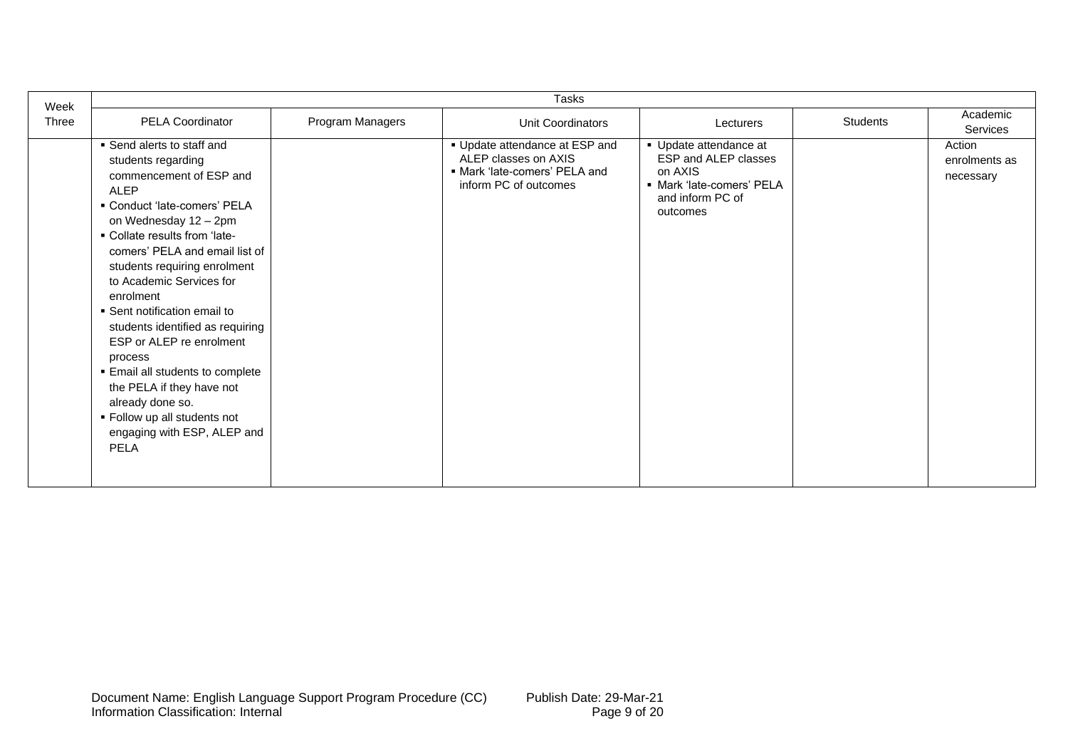| Week | Tasks | | | | | |
|---|---|---|---|---|---|---|
| Three | PELA Coordinator | Program Managers | Unit Coordinators | Lecturers | Students | Academic Services |
| | ▪ Send alerts to staff and students regarding commencement of ESP and ALEP<br>▪ Conduct 'late-comers' PELA on Wednesday 12 – 2pm<br>▪ Collate results from 'late-comers' PELA and email list of students requiring enrolment to Academic Services for enrolment<br>▪ Sent notification email to students identified as requiring ESP or ALEP re enrolment process<br>▪ Email all students to complete the PELA if they have not already done so.<br>▪ Follow up all students not engaging with ESP, ALEP and PELA | | ▪ Update attendance at ESP and ALEP classes on AXIS<br>▪ Mark 'late-comers' PELA and inform PC of outcomes | ▪ Update attendance at ESP and ALEP classes on AXIS<br>▪ Mark 'late-comers' PELA and inform PC of outcomes | | Action enrolments as necessary |

Document Name: English Language Support Program Procedure (CC) Publish Date: 29-Mar-21
Information Classification: Internal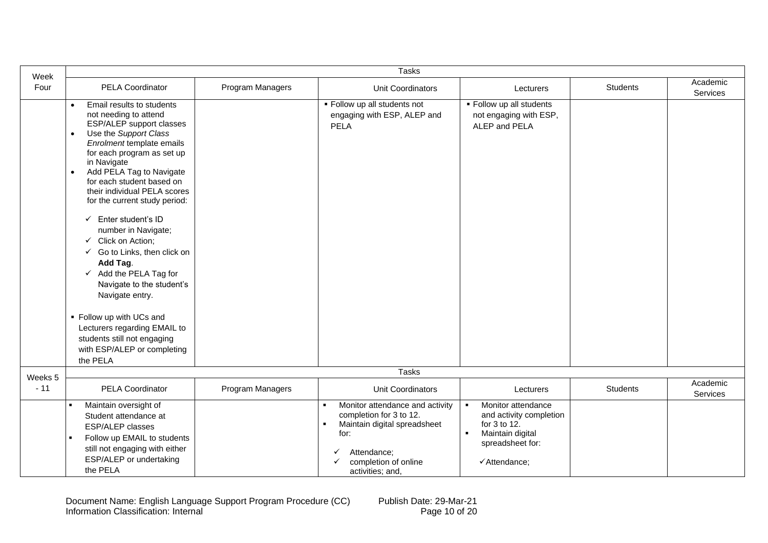| Week | Tasks | | | | | |
|---|---|---|---|---|---|---|
| Four | PELA Coordinator | Program Managers | Unit Coordinators | Lecturers | Students | Academic Services |
| | • Email results to students not needing to attend ESP/ALEP support classes<br>• Use the *Support Class Enrolment* template emails for each program as set up in Navigate<br>• Add PELA Tag to Navigate for each student based on their individual PELA scores for the current study period:<br>✓ Enter student's ID number in Navigate;<br>✓ Click on Action;<br>✓ Go to Links, then click on **Add Tag**.<br>✓ Add the PELA Tag for Navigate to the student's Navigate entry.<br>▪ Follow up with UCs and Lecturers regarding EMAIL to students still not engaging with ESP/ALEP or completing the PELA | | ▪ Follow up all students not engaging with ESP, ALEP and PELA | ▪ Follow up all students not engaging with ESP, ALEP and PELA | | |
| Weeks 5 - 11 | PELA Coordinator | Program Managers | Unit Coordinators | Lecturers | Students | Academic Services |
| | ▪ Maintain oversight of Student attendance at ESP/ALEP classes<br>▪ Follow up EMAIL to students still not engaging with either ESP/ALEP or undertaking the PELA | | ▪ Monitor attendance and activity completion for 3 to 12.<br>▪ Maintain digital spreadsheet for:<br>✓ Attendance;<br>✓ completion of online activities; and, | ▪ Monitor attendance and activity completion for 3 to 12.<br>▪ Maintain digital spreadsheet for:<br>✓ Attendance; | | |

Document Name: English Language Support Program Procedure (CC) Publish Date: 29-Mar-21
Information Classification: Internal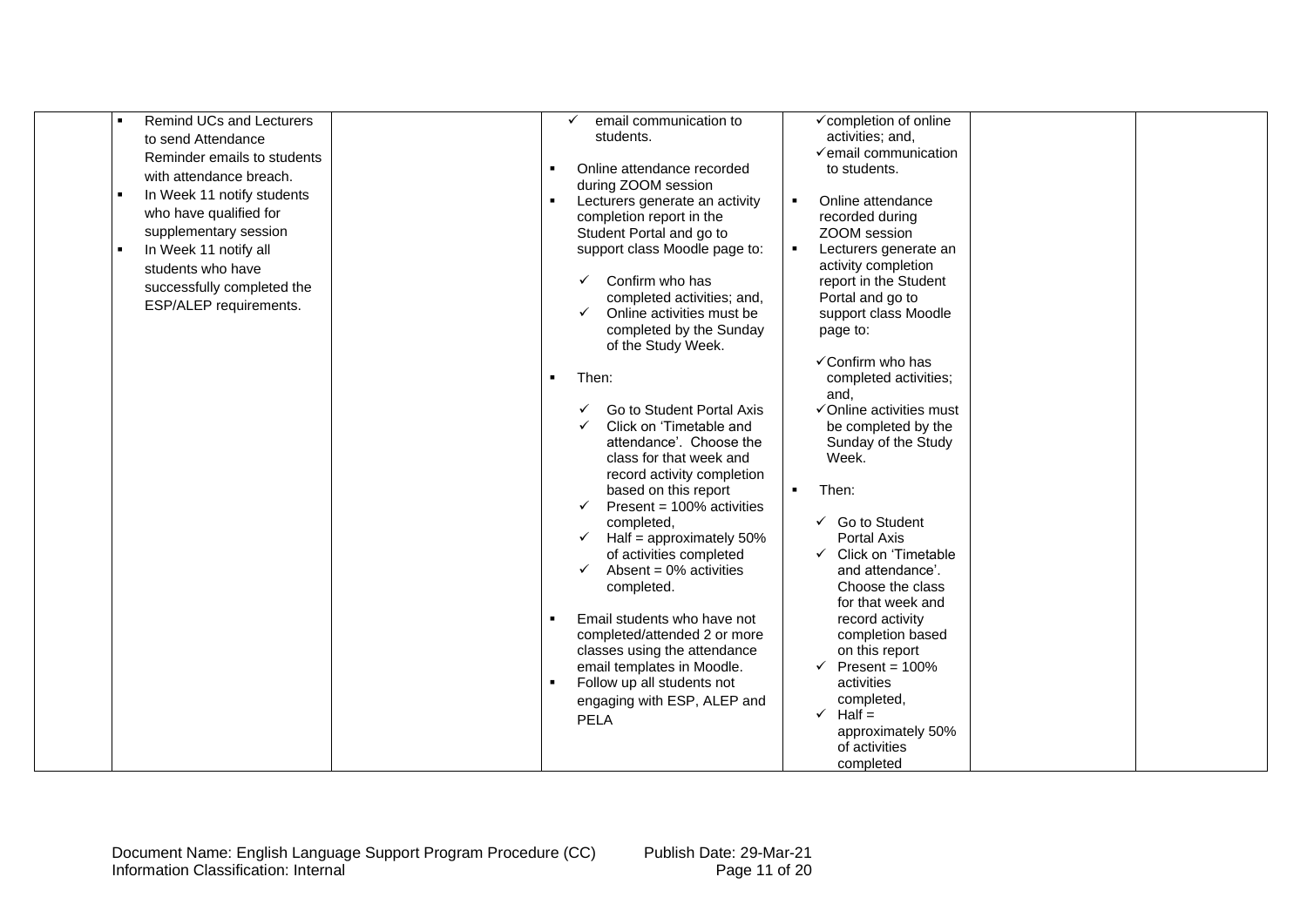| | | | | | | |
|---|---|---|---|---|---|---|
| | ▪ Remind UCs and Lecturers to send Attendance Reminder emails to students with attendance breach.<br>▪ In Week 11 notify students who have qualified for supplementary session<br>▪ In Week 11 notify all students who have successfully completed the ESP/ALEP requirements. | | ✓ email communication to students.<br><br>▪ Online attendance recorded during ZOOM session<br>▪ Lecturers generate an activity completion report in the Student Portal and go to support class Moodle page to:<br>✓ Confirm who has completed activities; and,<br>✓ Online activities must be completed by the Sunday of the Study Week.<br><br>▪ Then:<br>✓ Go to Student Portal Axis<br>✓ Click on 'Timetable and attendance'. Choose the class for that week and record activity completion based on this report<br>✓ Present = 100% activities completed,<br>✓ Half = approximately 50% of activities completed<br>✓ Absent = 0% activities completed.<br><br>▪ Email students who have not completed/attended 2 or more classes using the attendance email templates in Moodle.<br>▪ Follow up all students not engaging with ESP, ALEP and PELA | ✓ completion of online activities; and,<br>✓ email communication to students.<br><br>▪ Online attendance recorded during ZOOM session<br>▪ Lecturers generate an activity completion report in the Student Portal and go to support class Moodle page to:<br>✓ Confirm who has completed activities; and,<br>✓ Online activities must be completed by the Sunday of the Study Week.<br><br>▪ Then:<br>✓ Go to Student Portal Axis<br>✓ Click on 'Timetable and attendance'. Choose the class for that week and record activity completion based on this report<br>✓ Present = 100% activities completed,<br>✓ Half = approximately 50% of activities completed | | |

Document Name: English Language Support Program Procedure (CC) Publish Date: 29-Mar-21
Information Classification: Internal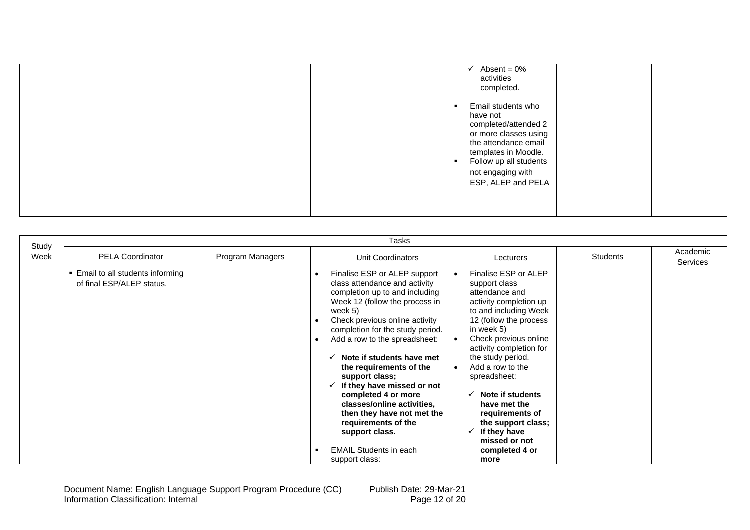| | | | | ✓ Absent = 0% activities completed.<br><br>▪ Email students who have not completed/attended 2 or more classes using the attendance email templates in Moodle.<br>▪ Follow up all students not engaging with ESP, ALEP and PELA | | |
|---|---|---|---|---|---|---|

| Study Week | Tasks | | | | | |
|---|---|---|---|---|---|---|
| | PELA Coordinator | Program Managers | Unit Coordinators | Lecturers | Students | Academic Services |
| | ▪ Email to all students informing of final ESP/ALEP status. | | • Finalise ESP or ALEP support class attendance and activity completion up to and including Week 12 (follow the process in week 5)<br>• Check previous online activity completion for the study period.<br>• Add a row to the spreadsheet:<br><br>✓ **Note if students have met the requirements of the support class;**<br>✓ **If they have missed or not completed 4 or more classes/online activities, then they have not met the requirements of the support class.**<br><br>▪ EMAIL Students in each support class: | • Finalise ESP or ALEP support class attendance and activity completion up to and including Week 12 (follow the process in week 5)<br>• Check previous online activity completion for the study period.<br>• Add a row to the spreadsheet:<br><br>✓ **Note if students have met the requirements of the support class;**<br>✓ **If they have missed or not completed 4 or more** | | |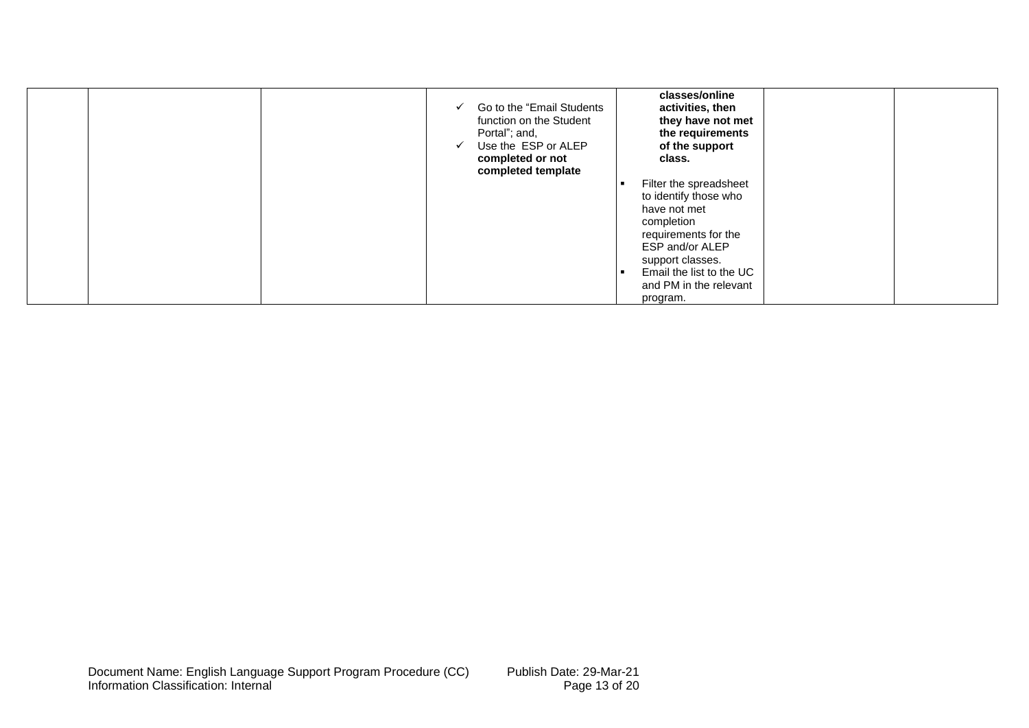| | | | | | | |
|---|---|---|---|---|---|---|
| | | | ✓ Go to the "Email Students function on the Student Portal"; and,<br>✓ Use the ESP or ALEP **completed or not completed template** | **classes/online activities, then they have not met the requirements of the support class.**<br>▪ Filter the spreadsheet to identify those who have not met completion requirements for the ESP and/or ALEP support classes.<br>▪ Email the list to the UC and PM in the relevant program. | | |

Document Name: English Language Support Program Procedure (CC) Publish Date: 29-Mar-21
Information Classification: Internal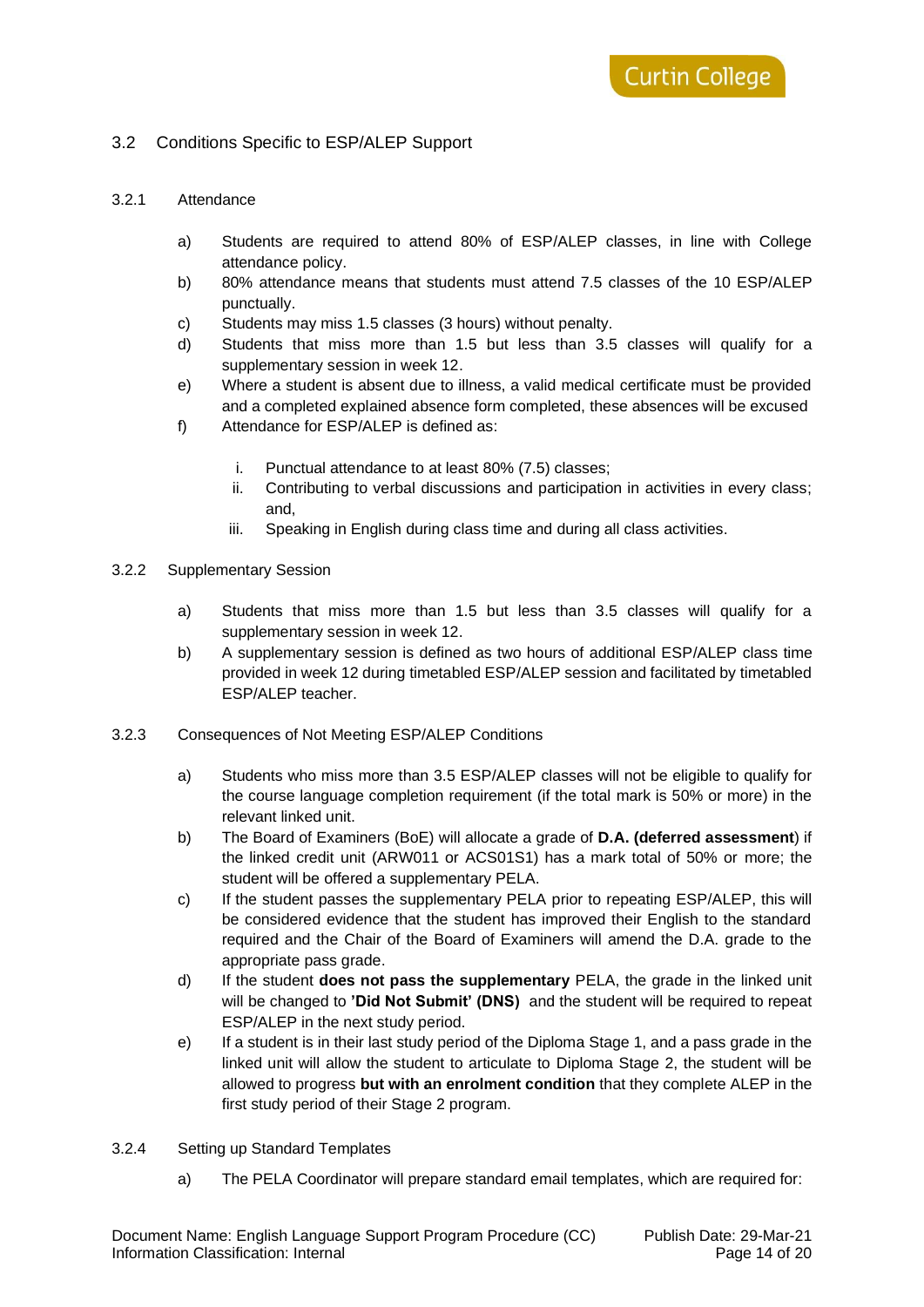## 3.2 Conditions Specific to ESP/ALEP Support

### 3.2.1 Attendance

a) Students are required to attend 80% of ESP/ALEP classes, in line with College attendance policy.

b) 80% attendance means that students must attend 7.5 classes of the 10 ESP/ALEP punctually.

c) Students may miss 1.5 classes (3 hours) without penalty.

d) Students that miss more than 1.5 but less than 3.5 classes will qualify for a supplementary session in week 12.

e) Where a student is absent due to illness, a valid medical certificate must be provided and a completed explained absence form completed, these absences will be excused

f) Attendance for ESP/ALEP is defined as:

   i. Punctual attendance to at least 80% (7.5) classes;

   ii. Contributing to verbal discussions and participation in activities in every class; and,

   iii. Speaking in English during class time and during all class activities.

### 3.2.2 Supplementary Session

a) Students that miss more than 1.5 but less than 3.5 classes will qualify for a supplementary session in week 12.

b) A supplementary session is defined as two hours of additional ESP/ALEP class time provided in week 12 during timetabled ESP/ALEP session and facilitated by timetabled ESP/ALEP teacher.

### 3.2.3 Consequences of Not Meeting ESP/ALEP Conditions

a) Students who miss more than 3.5 ESP/ALEP classes will not be eligible to qualify for the course language completion requirement (if the total mark is 50% or more) in the relevant linked unit.

b) The Board of Examiners (BoE) will allocate a grade of **D.A. (deferred assessment**) if the linked credit unit (ARW011 or ACS01S1) has a mark total of 50% or more; the student will be offered a supplementary PELA.

c) If the student passes the supplementary PELA prior to repeating ESP/ALEP, this will be considered evidence that the student has improved their English to the standard required and the Chair of the Board of Examiners will amend the D.A. grade to the appropriate pass grade.

d) If the student **does not pass the supplementary** PELA, the grade in the linked unit will be changed to **'Did Not Submit' (DNS)** and the student will be required to repeat ESP/ALEP in the next study period.

e) If a student is in their last study period of the Diploma Stage 1, and a pass grade in the linked unit will allow the student to articulate to Diploma Stage 2, the student will be allowed to progress **but with an enrolment condition** that they complete ALEP in the first study period of their Stage 2 program.

### 3.2.4 Setting up Standard Templates

a) The PELA Coordinator will prepare standard email templates, which are required for: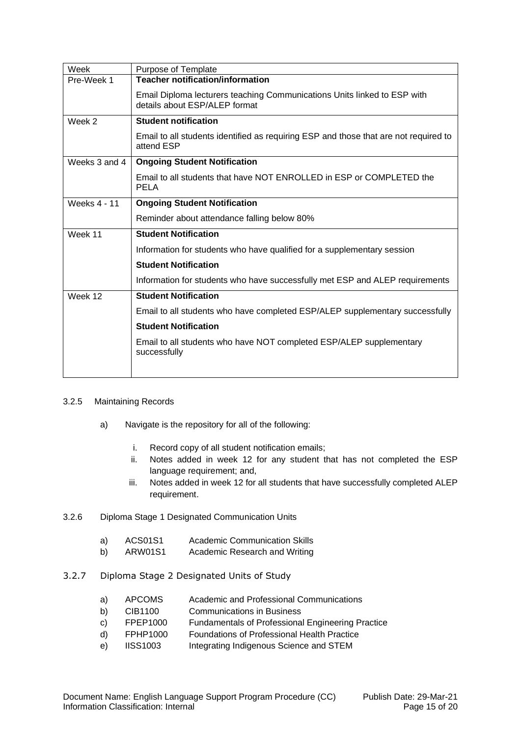| Week | Purpose of Template |
|---|---|
| Pre-Week 1 | **Teacher notification/information**<br><br>Email Diploma lecturers teaching Communications Units linked to ESP with details about ESP/ALEP format |
| Week 2 | **Student notification**<br><br>Email to all students identified as requiring ESP and those that are not required to attend ESP |
| Weeks 3 and 4 | **Ongoing Student Notification**<br><br>Email to all students that have NOT ENROLLED in ESP or COMPLETED the PELA |
| Weeks 4 - 11 | **Ongoing Student Notification**<br><br>Reminder about attendance falling below 80% |
| Week 11 | **Student Notification**<br><br>Information for students who have qualified for a supplementary session<br><br>**Student Notification**<br><br>Information for students who have successfully met ESP and ALEP requirements |
| Week 12 | **Student Notification**<br><br>Email to all students who have completed ESP/ALEP supplementary successfully<br><br>**Student Notification**<br><br>Email to all students who have NOT completed ESP/ALEP supplementary successfully |

3.2.5 Maintaining Records

a) Navigate is the repository for all of the following:

i. Record copy of all student notification emails;
ii. Notes added in week 12 for any student that has not completed the ESP language requirement; and,
iii. Notes added in week 12 for all students that have successfully completed ALEP requirement.

3.2.6 Diploma Stage 1 Designated Communication Units

a) ACS01S1 Academic Communication Skills
b) ARW01S1 Academic Research and Writing

3.2.7 Diploma Stage 2 Designated Units of Study

a) APCOMS Academic and Professional Communications
b) CIB1100 Communications in Business
c) FPEP1000 Fundamentals of Professional Engineering Practice
d) FPHP1000 Foundations of Professional Health Practice
e) IISS1003 Integrating Indigenous Science and STEM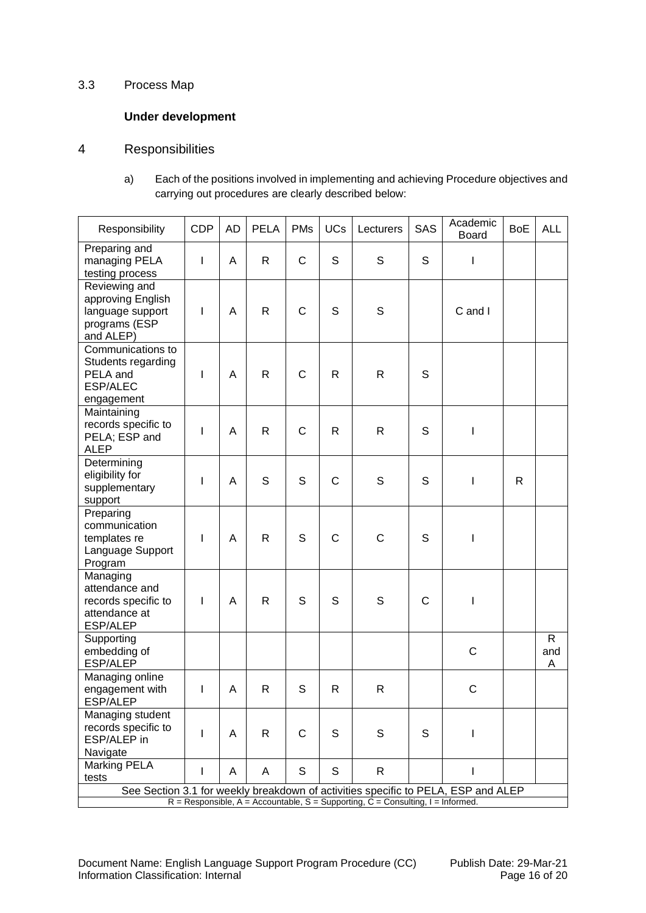### 3.3 Process Map

**Under development**

## 4 Responsibilities

a) Each of the positions involved in implementing and achieving Procedure objectives and carrying out procedures are clearly described below:

| Responsibility | CDP | AD | PELA | PMs | UCs | Lecturers | SAS | Academic Board | BoE | ALL |
|---|---|---|---|---|---|---|---|---|---|---|
| Preparing and managing PELA testing process | I | A | R | C | S | S | S | I | | |
| Reviewing and approving English language support programs (ESP and ALEP) | I | A | R | C | S | S | | C and I | | |
| Communications to Students regarding PELA and ESP/ALEC engagement | I | A | R | C | R | R | S | | | |
| Maintaining records specific to PELA; ESP and ALEP | I | A | R | C | R | R | S | I | | |
| Determining eligibility for supplementary support | I | A | S | S | C | S | S | I | R | |
| Preparing communication templates re Language Support Program | I | A | R | S | C | C | S | I | | |
| Managing attendance and records specific to attendance at ESP/ALEP | I | A | R | S | S | S | C | I | | |
| Supporting embedding of ESP/ALEP | | | | | | | | C | | R and A |
| Managing online engagement with ESP/ALEP | I | A | R | S | R | R | | C | | |
| Managing student records specific to ESP/ALEP in Navigate | I | A | R | C | S | S | S | I | | |
| Marking PELA tests | I | A | A | S | S | R | | I | | |
| See Section 3.1 for weekly breakdown of activities specific to PELA, ESP and ALEP | | | | | | | | | | |
| R = Responsible, A = Accountable, S = Supporting, C = Consulting, I = Informed. | | | | | | | | | | |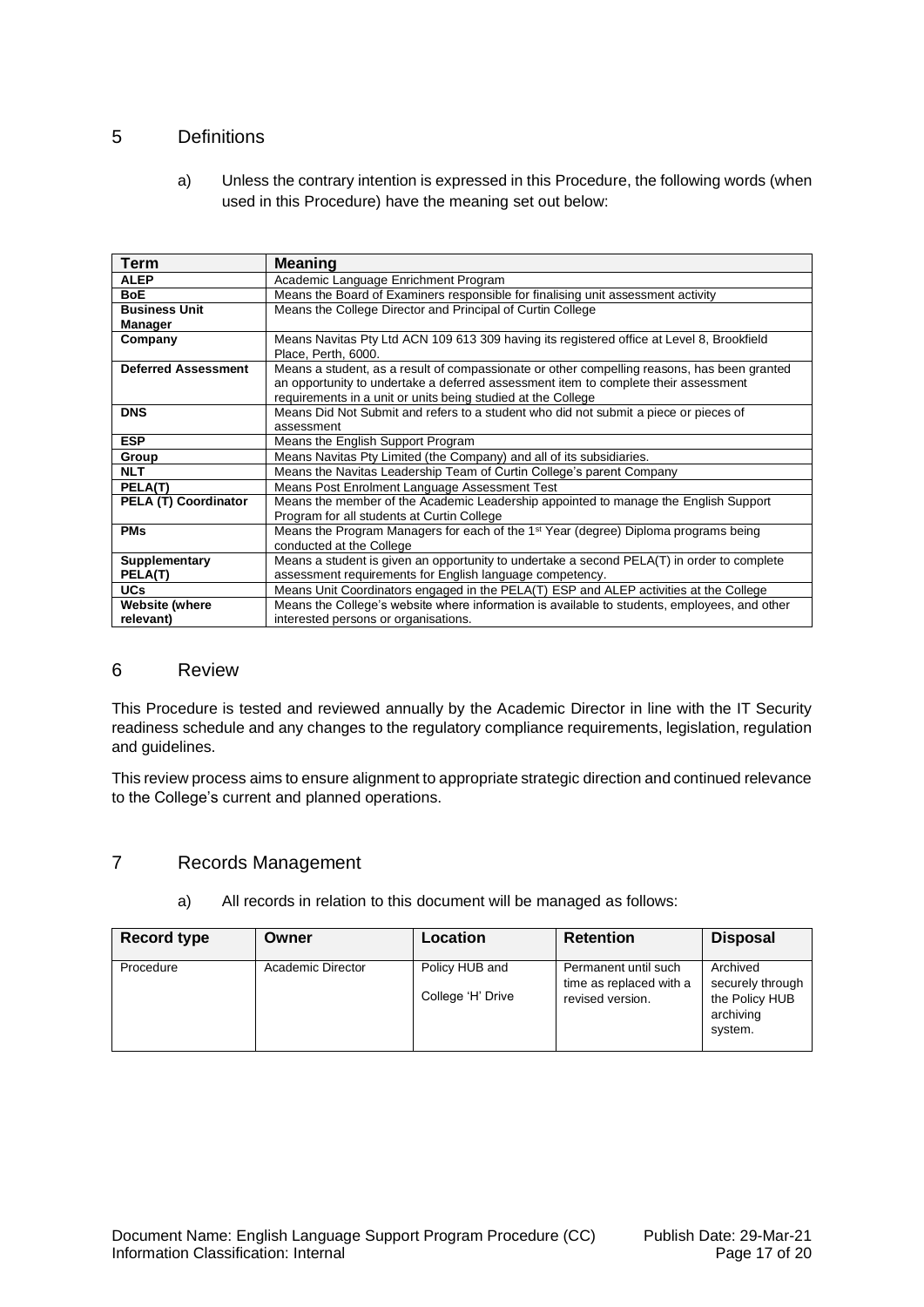## 5 Definitions

a) Unless the contrary intention is expressed in this Procedure, the following words (when used in this Procedure) have the meaning set out below:

| Term | Meaning |
|---|---|
| **ALEP** | Academic Language Enrichment Program |
| **BoE** | Means the Board of Examiners responsible for finalising unit assessment activity |
| **Business Unit Manager** | Means the College Director and Principal of Curtin College |
| **Company** | Means Navitas Pty Ltd ACN 109 613 309 having its registered office at Level 8, Brookfield Place, Perth, 6000. |
| **Deferred Assessment** | Means a student, as a result of compassionate or other compelling reasons, has been granted an opportunity to undertake a deferred assessment item to complete their assessment requirements in a unit or units being studied at the College |
| **DNS** | Means Did Not Submit and refers to a student who did not submit a piece or pieces of assessment |
| **ESP** | Means the English Support Program |
| **Group** | Means Navitas Pty Limited (the Company) and all of its subsidiaries. |
| **NLT** | Means the Navitas Leadership Team of Curtin College's parent Company |
| **PELA(T)** | Means Post Enrolment Language Assessment Test |
| **PELA (T) Coordinator** | Means the member of the Academic Leadership appointed to manage the English Support Program for all students at Curtin College |
| **PMs** | Means the Program Managers for each of the 1st Year (degree) Diploma programs being conducted at the College |
| **Supplementary PELA(T)** | Means a student is given an opportunity to undertake a second PELA(T) in order to complete assessment requirements for English language competency. |
| **UCs** | Means Unit Coordinators engaged in the PELA(T) ESP and ALEP activities at the College |
| **Website (where relevant)** | Means the College's website where information is available to students, employees, and other interested persons or organisations. |

## 6 Review

This Procedure is tested and reviewed annually by the Academic Director in line with the IT Security readiness schedule and any changes to the regulatory compliance requirements, legislation, regulation and guidelines.

This review process aims to ensure alignment to appropriate strategic direction and continued relevance to the College's current and planned operations.

## 7 Records Management

a) All records in relation to this document will be managed as follows:

| Record type | Owner | Location | Retention | Disposal |
|---|---|---|---|---|
| Procedure | Academic Director | Policy HUB and College 'H' Drive | Permanent until such time as replaced with a revised version. | Archived securely through the Policy HUB archiving system. |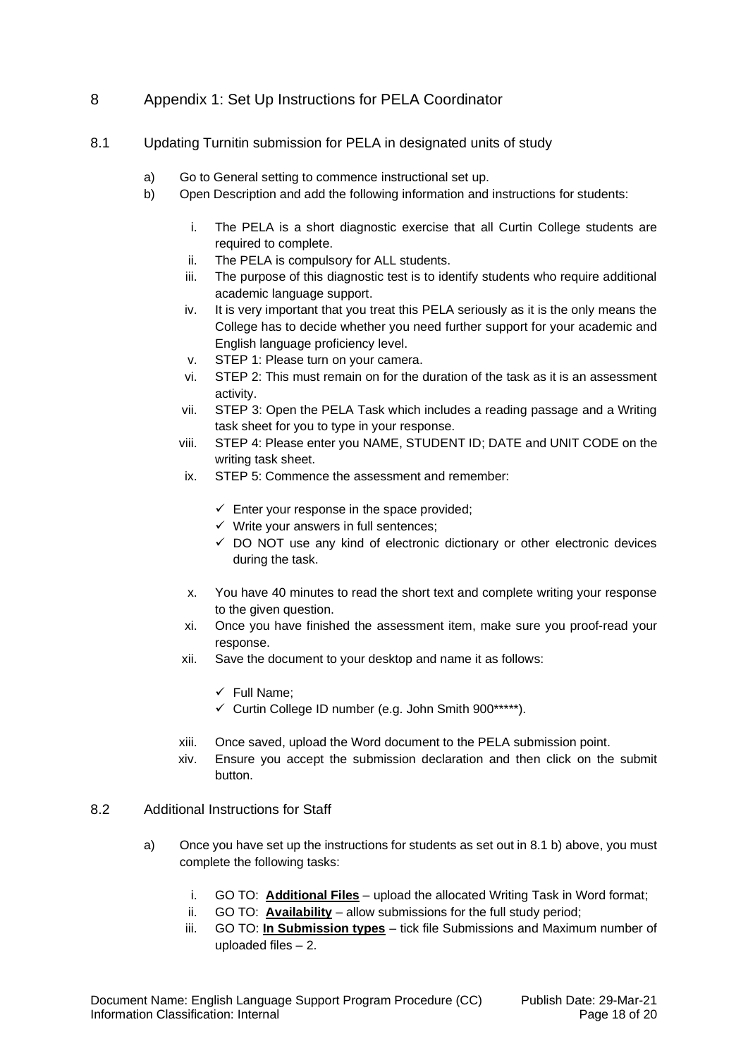# 8 Appendix 1: Set Up Instructions for PELA Coordinator

## 8.1 Updating Turnitin submission for PELA in designated units of study

a) Go to General setting to commence instructional set up.

b) Open Description and add the following information and instructions for students:

   i. The PELA is a short diagnostic exercise that all Curtin College students are required to complete.
   ii. The PELA is compulsory for ALL students.
   iii. The purpose of this diagnostic test is to identify students who require additional academic language support.
   iv. It is very important that you treat this PELA seriously as it is the only means the College has to decide whether you need further support for your academic and English language proficiency level.
   v. STEP 1: Please turn on your camera.
   vi. STEP 2: This must remain on for the duration of the task as it is an assessment activity.
   vii. STEP 3: Open the PELA Task which includes a reading passage and a Writing task sheet for you to type in your response.
   viii. STEP 4: Please enter you NAME, STUDENT ID; DATE and UNIT CODE on the writing task sheet.
   ix. STEP 5: Commence the assessment and remember:

      - ✓ Enter your response in the space provided;
      - ✓ Write your answers in full sentences;
      - ✓ DO NOT use any kind of electronic dictionary or other electronic devices during the task.

   x. You have 40 minutes to read the short text and complete writing your response to the given question.
   xi. Once you have finished the assessment item, make sure you proof-read your response.
   xii. Save the document to your desktop and name it as follows:

      - ✓ Full Name;
      - ✓ Curtin College ID number (e.g. John Smith 900*****).

   xiii. Once saved, upload the Word document to the PELA submission point.
   xiv. Ensure you accept the submission declaration and then click on the submit button.

## 8.2 Additional Instructions for Staff

a) Once you have set up the instructions for students as set out in 8.1 b) above, you must complete the following tasks:

   i. GO TO: **<u>Additional Files</u>** – upload the allocated Writing Task in Word format;
   ii. GO TO: **<u>Availability</u>** – allow submissions for the full study period;
   iii. GO TO: **<u>In Submission types</u>** – tick file Submissions and Maximum number of uploaded files – 2.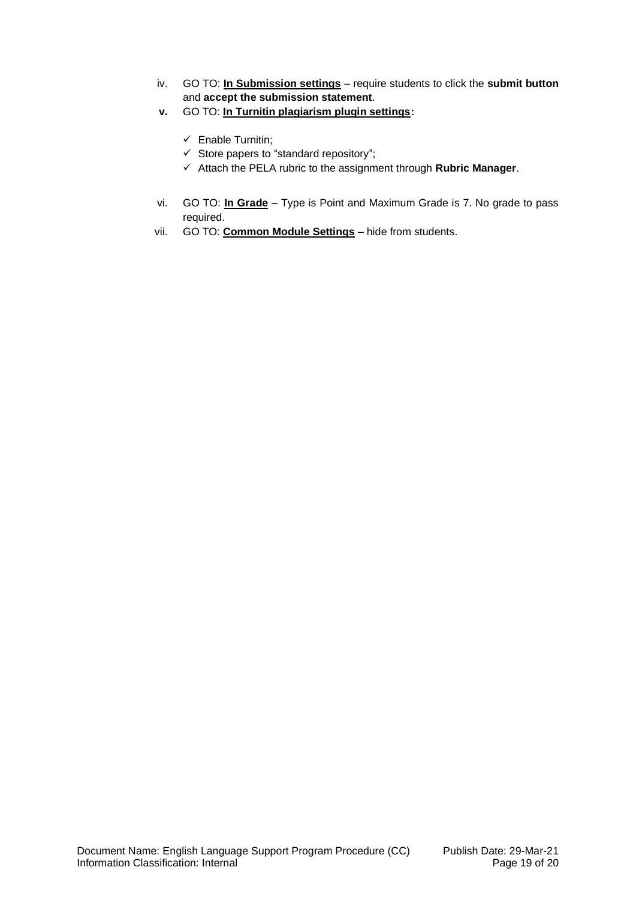iv. GO TO: **In Submission settings** – require students to click the **submit button** and **accept the submission statement**.

**v.** GO TO: **In Turnitin plagiarism plugin settings:**

- ✓ Enable Turnitin;
- ✓ Store papers to "standard repository";
- ✓ Attach the PELA rubric to the assignment through **Rubric Manager**.

vi. GO TO: **In Grade** – Type is Point and Maximum Grade is 7. No grade to pass required.

vii. GO TO: **Common Module Settings** – hide from students.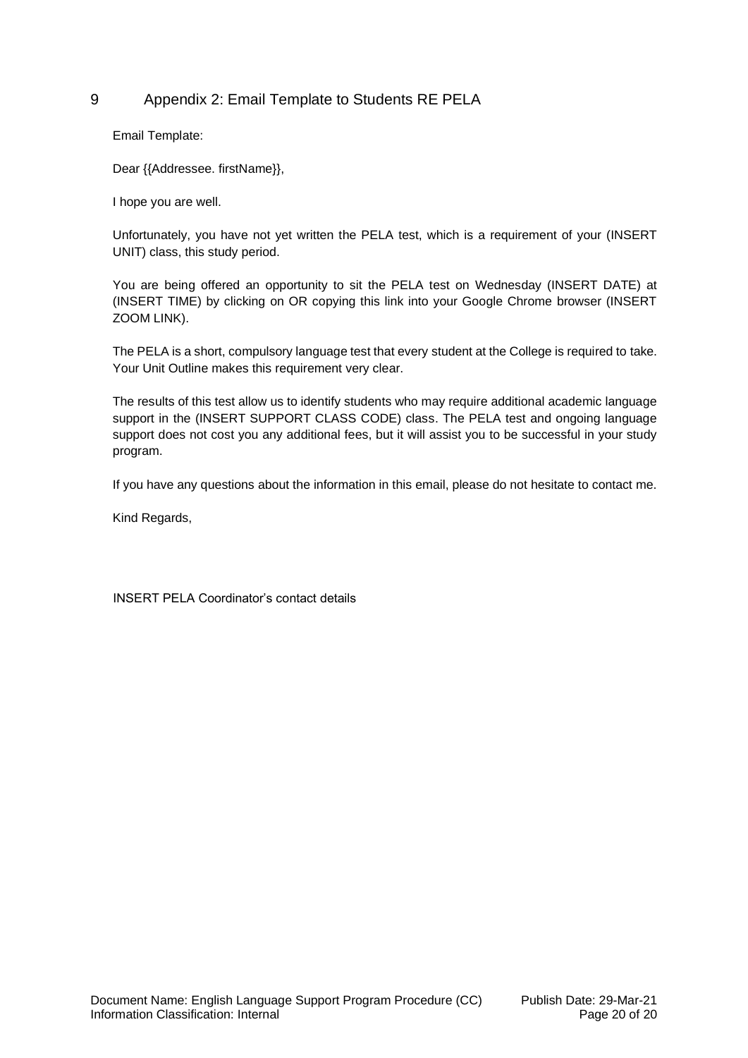# 9 Appendix 2: Email Template to Students RE PELA

Email Template:

Dear {{Addressee. firstName}},

I hope you are well.

Unfortunately, you have not yet written the PELA test, which is a requirement of your (INSERT UNIT) class, this study period.

You are being offered an opportunity to sit the PELA test on Wednesday (INSERT DATE) at (INSERT TIME) by clicking on OR copying this link into your Google Chrome browser (INSERT ZOOM LINK).

The PELA is a short, compulsory language test that every student at the College is required to take. Your Unit Outline makes this requirement very clear.

The results of this test allow us to identify students who may require additional academic language support in the (INSERT SUPPORT CLASS CODE) class. The PELA test and ongoing language support does not cost you any additional fees, but it will assist you to be successful in your study program.

If you have any questions about the information in this email, please do not hesitate to contact me.

Kind Regards,

INSERT PELA Coordinator's contact details